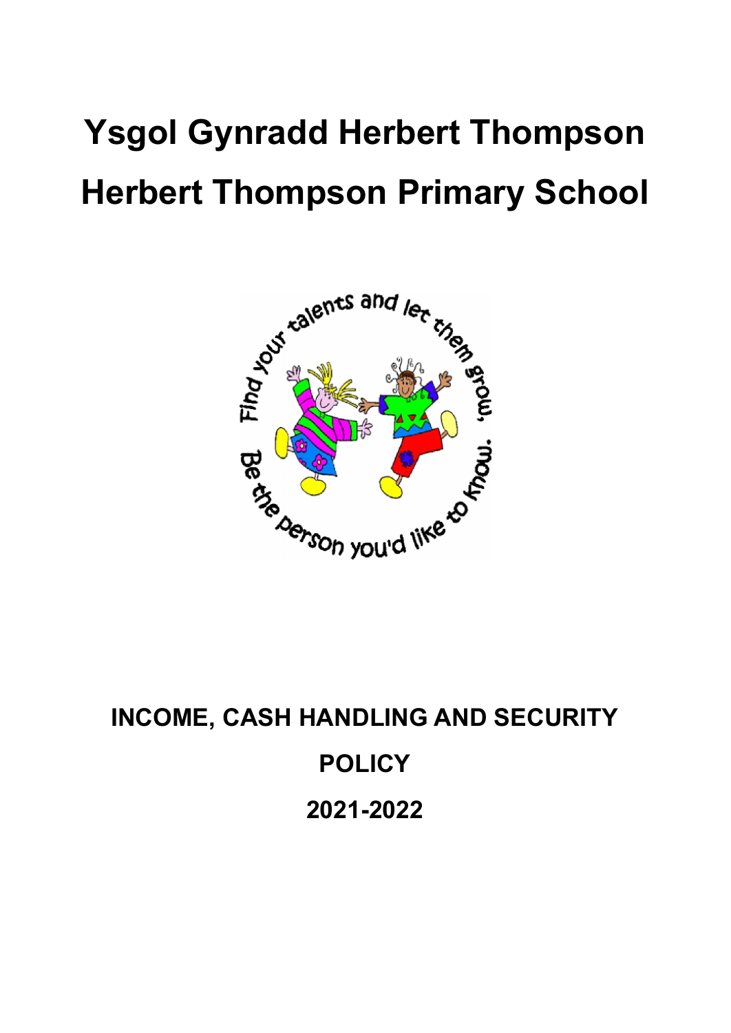# Ysgol Gynradd Herbert Thompson

# Herbert Thompson Primary School

## INCOME, CASH HANDLING AND SECURITY POLICY

## 2021-2022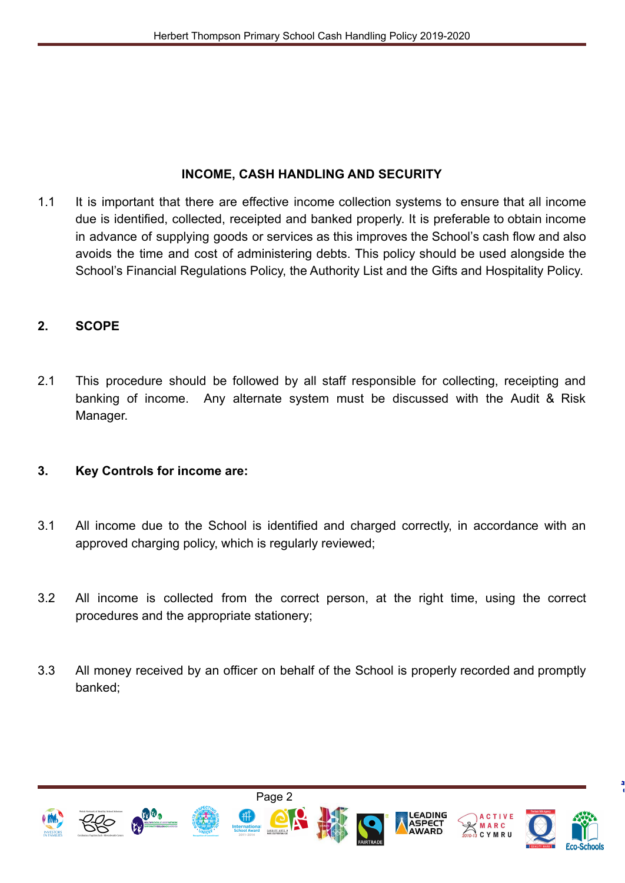## INCOME, CASH HANDLING AND SECURITY

1.1 It is important that there are effective income collection systems to ensure that all income due is identified, collected, receipted and banked properly. It is preferable to obtain income in advance of supplying goods or services as this improves the School's cash flow and also avoids the time and cost of administering debts. This policy should be used alongside the School's Financial Regulations Policy, the Authority List and the Gifts and Hospitality Policy.

## 2. SCOPE

2.1 This procedure should be followed by all staff responsible for collecting, receipting and banking of income. Any alternate system must be discussed with the Audit & Risk Manager.

## 3. Key Controls for income are:

3.1 All income due to the School is identified and charged correctly, in accordance with an approved charging policy, which is regularly reviewed;

3.2 All income is collected from the correct person, at the right time, using the correct procedures and the appropriate stationery;

3.3 All money received by an officer on behalf of the School is properly recorded and promptly banked;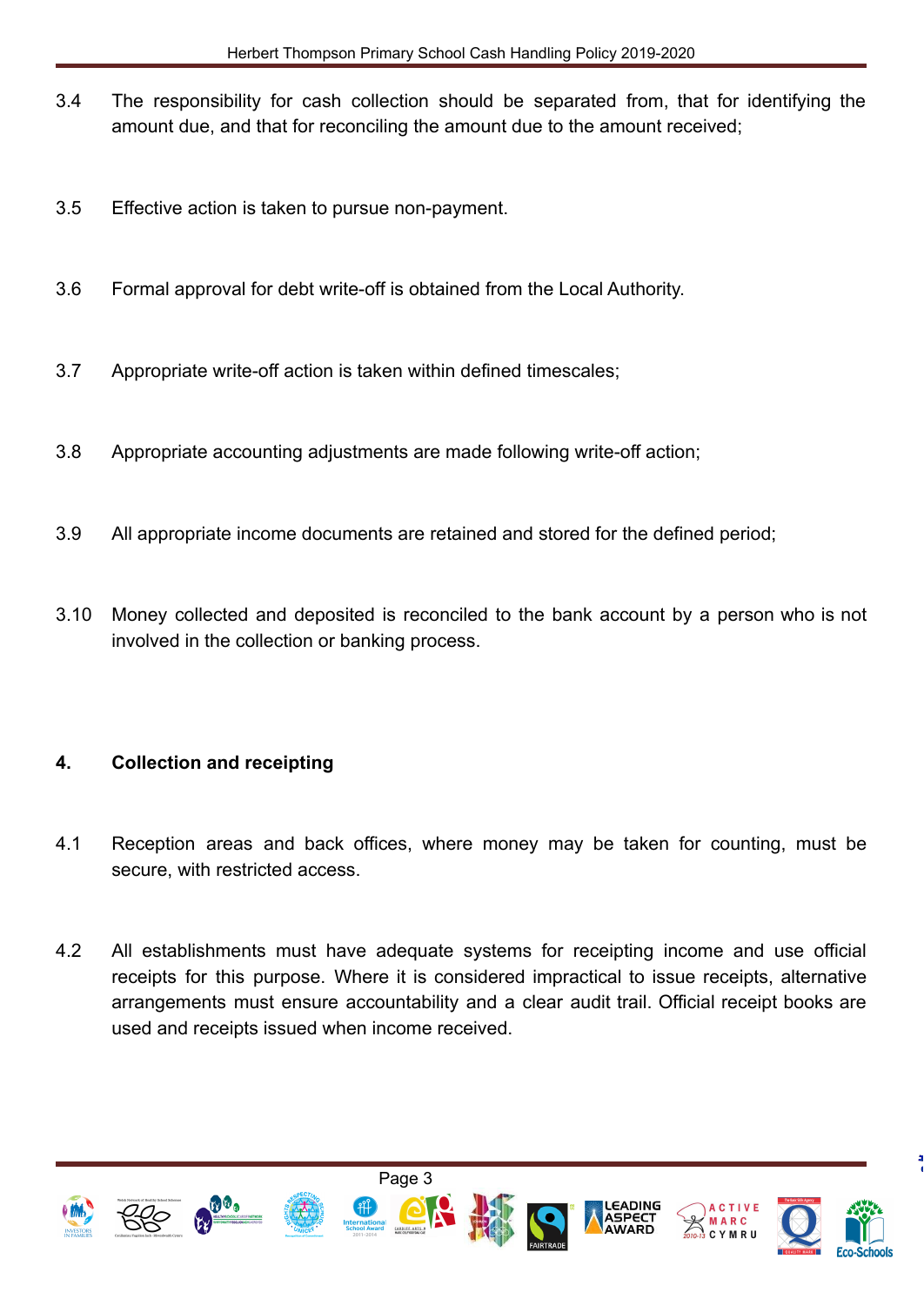3.4 The responsibility for cash collection should be separated from, that for identifying the amount due, and that for reconciling the amount due to the amount received;

3.5 Effective action is taken to pursue non-payment.

3.6 Formal approval for debt write-off is obtained from the Local Authority.

3.7 Appropriate write-off action is taken within defined timescales;

3.8 Appropriate accounting adjustments are made following write-off action;

3.9 All appropriate income documents are retained and stored for the defined period;

3.10 Money collected and deposited is reconciled to the bank account by a person who is not involved in the collection or banking process.

## 4. Collection and receipting

4.1 Reception areas and back offices, where money may be taken for counting, must be secure, with restricted access.

4.2 All establishments must have adequate systems for receipting income and use official receipts for this purpose. Where it is considered impractical to issue receipts, alternative arrangements must ensure accountability and a clear audit trail. Official receipt books are used and receipts issued when income received.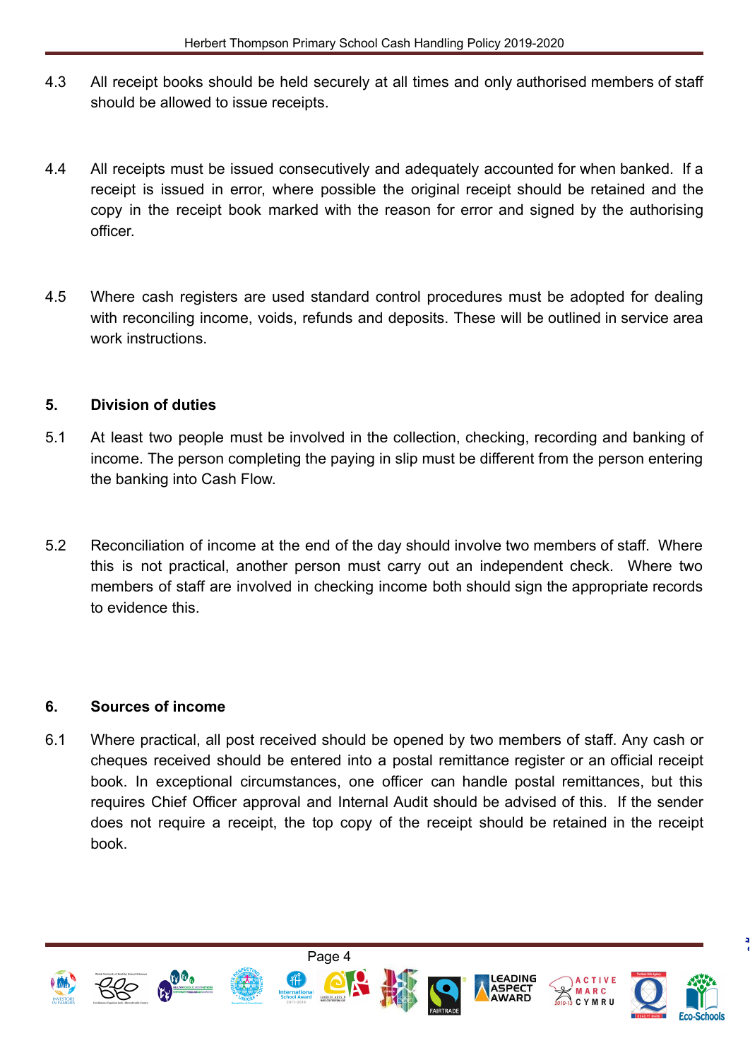4.3 All receipt books should be held securely at all times and only authorised members of staff should be allowed to issue receipts.

4.4 All receipts must be issued consecutively and adequately accounted for when banked. If a receipt is issued in error, where possible the original receipt should be retained and the copy in the receipt book marked with the reason for error and signed by the authorising officer.

4.5 Where cash registers are used standard control procedures must be adopted for dealing with reconciling income, voids, refunds and deposits. These will be outlined in service area work instructions.

## 5. Division of duties

5.1 At least two people must be involved in the collection, checking, recording and banking of income. The person completing the paying in slip must be different from the person entering the banking into Cash Flow.

5.2 Reconciliation of income at the end of the day should involve two members of staff. Where this is not practical, another person must carry out an independent check. Where two members of staff are involved in checking income both should sign the appropriate records to evidence this.

## 6. Sources of income

6.1 Where practical, all post received should be opened by two members of staff. Any cash or cheques received should be entered into a postal remittance register or an official receipt book. In exceptional circumstances, one officer can handle postal remittances, but this requires Chief Officer approval and Internal Audit should be advised of this. If the sender does not require a receipt, the top copy of the receipt should be retained in the receipt book.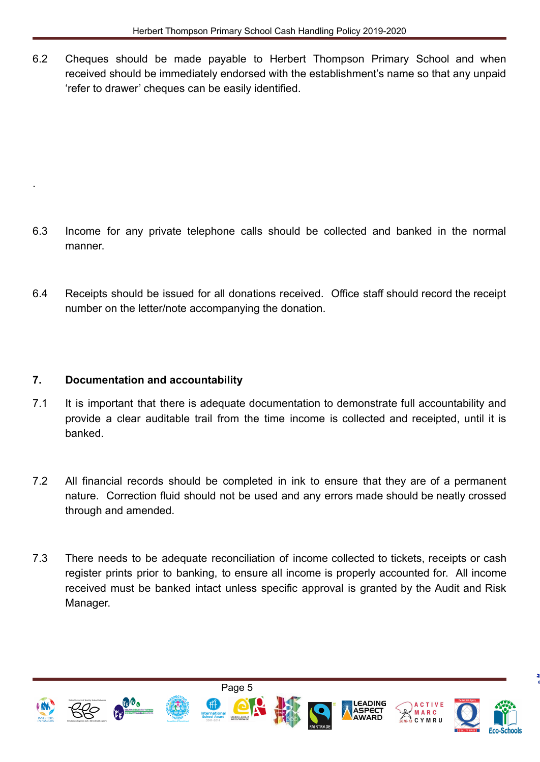6.2 Cheques should be made payable to Herbert Thompson Primary School and when received should be immediately endorsed with the establishment's name so that any unpaid 'refer to drawer' cheques can be easily identified.

.

6.3 Income for any private telephone calls should be collected and banked in the normal manner.

6.4 Receipts should be issued for all donations received. Office staff should record the receipt number on the letter/note accompanying the donation.

## 7. Documentation and accountability

7.1 It is important that there is adequate documentation to demonstrate full accountability and provide a clear auditable trail from the time income is collected and receipted, until it is banked.

7.2 All financial records should be completed in ink to ensure that they are of a permanent nature. Correction fluid should not be used and any errors made should be neatly crossed through and amended.

7.3 There needs to be adequate reconciliation of income collected to tickets, receipts or cash register prints prior to banking, to ensure all income is properly accounted for. All income received must be banked intact unless specific approval is granted by the Audit and Risk Manager.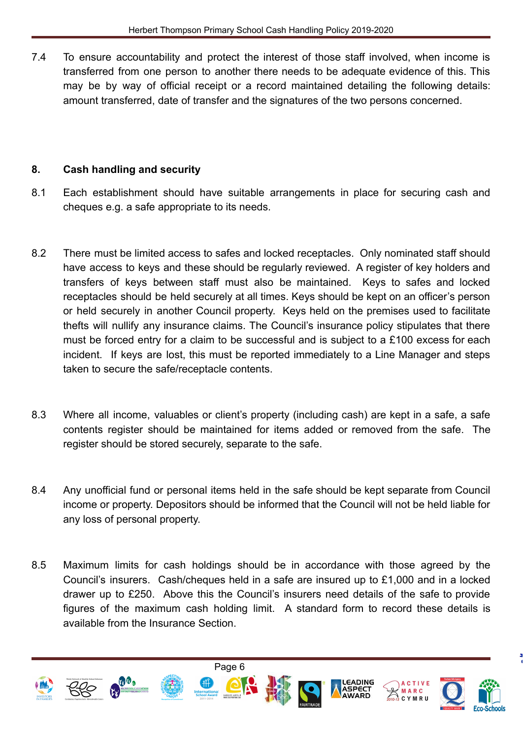7.4 To ensure accountability and protect the interest of those staff involved, when income is transferred from one person to another there needs to be adequate evidence of this. This may be by way of official receipt or a record maintained detailing the following details: amount transferred, date of transfer and the signatures of the two persons concerned.

## 8. Cash handling and security

8.1 Each establishment should have suitable arrangements in place for securing cash and cheques e.g. a safe appropriate to its needs.

8.2 There must be limited access to safes and locked receptacles. Only nominated staff should have access to keys and these should be regularly reviewed. A register of key holders and transfers of keys between staff must also be maintained. Keys to safes and locked receptacles should be held securely at all times. Keys should be kept on an officer's person or held securely in another Council property. Keys held on the premises used to facilitate thefts will nullify any insurance claims. The Council's insurance policy stipulates that there must be forced entry for a claim to be successful and is subject to a £100 excess for each incident. If keys are lost, this must be reported immediately to a Line Manager and steps taken to secure the safe/receptacle contents.

8.3 Where all income, valuables or client's property (including cash) are kept in a safe, a safe contents register should be maintained for items added or removed from the safe. The register should be stored securely, separate to the safe.

8.4 Any unofficial fund or personal items held in the safe should be kept separate from Council income or property. Depositors should be informed that the Council will not be held liable for any loss of personal property.

8.5 Maximum limits for cash holdings should be in accordance with those agreed by the Council's insurers. Cash/cheques held in a safe are insured up to £1,000 and in a locked drawer up to £250. Above this the Council's insurers need details of the safe to provide figures of the maximum cash holding limit. A standard form to record these details is available from the Insurance Section.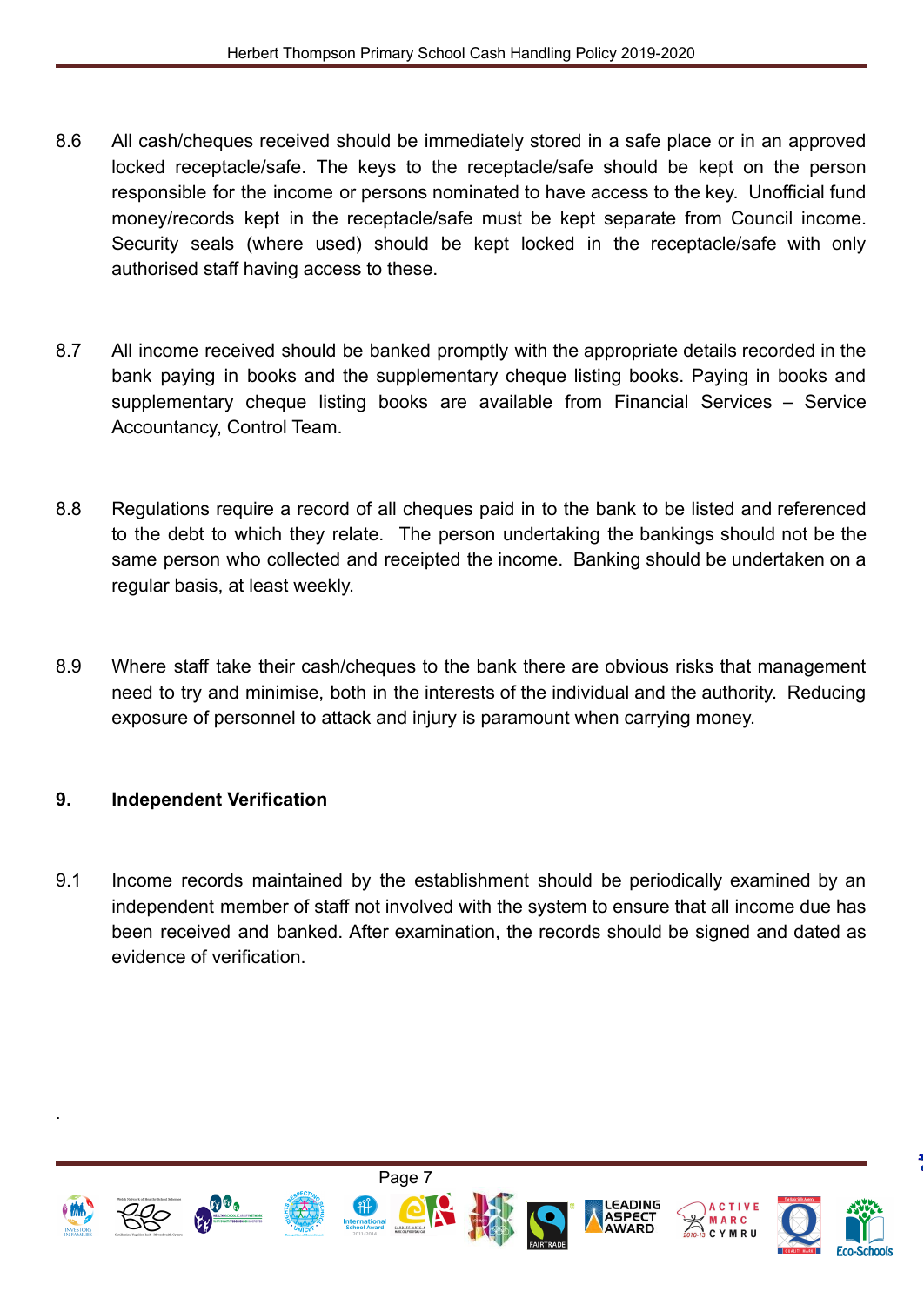8.6 All cash/cheques received should be immediately stored in a safe place or in an approved locked receptacle/safe. The keys to the receptacle/safe should be kept on the person responsible for the income or persons nominated to have access to the key. Unofficial fund money/records kept in the receptacle/safe must be kept separate from Council income. Security seals (where used) should be kept locked in the receptacle/safe with only authorised staff having access to these.

8.7 All income received should be banked promptly with the appropriate details recorded in the bank paying in books and the supplementary cheque listing books. Paying in books and supplementary cheque listing books are available from Financial Services – Service Accountancy, Control Team.

8.8 Regulations require a record of all cheques paid in to the bank to be listed and referenced to the debt to which they relate. The person undertaking the bankings should not be the same person who collected and receipted the income. Banking should be undertaken on a regular basis, at least weekly.

8.9 Where staff take their cash/cheques to the bank there are obvious risks that management need to try and minimise, both in the interests of the individual and the authority. Reducing exposure of personnel to attack and injury is paramount when carrying money.

## 9. Independent Verification

9.1 Income records maintained by the establishment should be periodically examined by an independent member of staff not involved with the system to ensure that all income due has been received and banked. After examination, the records should be signed and dated as evidence of verification.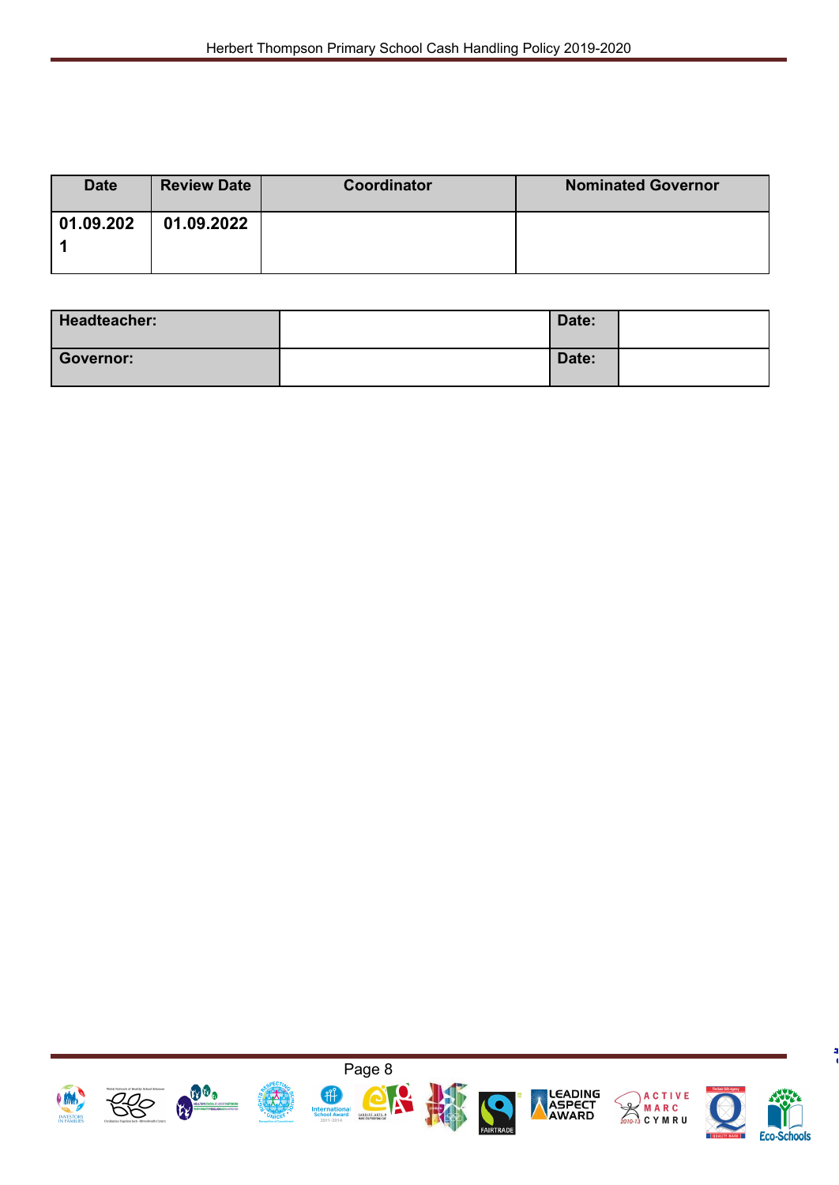| Date | Review Date | Coordinator | Nominated Governor |
|---|---|---|---|
| 01.09.2021 | 01.09.2022 | | |

| | | | |
|---|---|---|---|
| **Headteacher:** | | **Date:** | |
| **Governor:** | | **Date:** | |